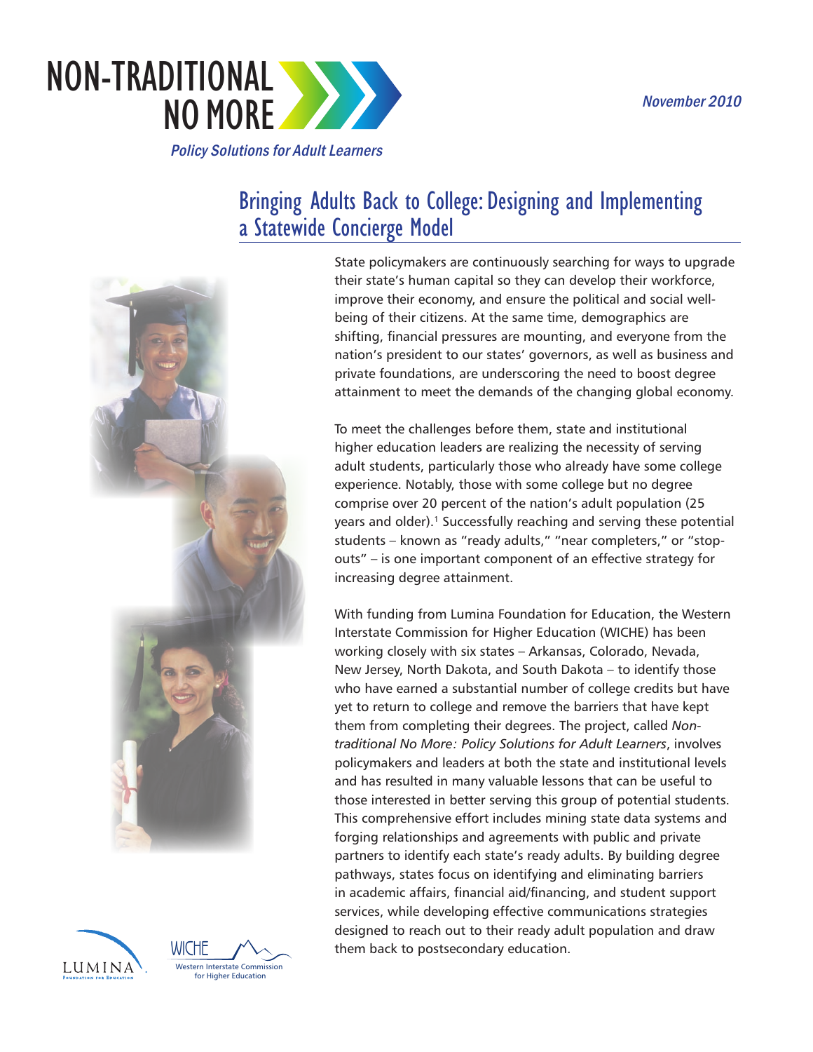# NON-TRADITIONAL NO MORE

*Policy Solutions for Adult Learners*

*November 2010*

## Bringing Adults Back to College: Designing and Implementing a Statewide Concierge Model

State policymakers are continuously searching for ways to upgrade their state's human capital so they can develop their workforce, improve their economy, and ensure the political and social well-being of their citizens. At the same time, demographics are shifting, financial pressures are mounting, and everyone from the nation's president to our states' governors, as well as business and private foundations, are underscoring the need to boost degree attainment to meet the demands of the changing global economy.

To meet the challenges before them, state and institutional higher education leaders are realizing the necessity of serving adult students, particularly those who already have some college experience. Notably, those with some college but no degree comprise over 20 percent of the nation's adult population (25 years and older).[1] Successfully reaching and serving these potential students – known as "ready adults," "near completers," or "stop-outs" – is one important component of an effective strategy for increasing degree attainment.

With funding from Lumina Foundation for Education, the Western Interstate Commission for Higher Education (WICHE) has been working closely with six states – Arkansas, Colorado, Nevada, New Jersey, North Dakota, and South Dakota – to identify those who have earned a substantial number of college credits but have yet to return to college and remove the barriers that have kept them from completing their degrees. The project, called *Non-traditional No More: Policy Solutions for Adult Learners*, involves policymakers and leaders at both the state and institutional levels and has resulted in many valuable lessons that can be useful to those interested in better serving this group of potential students. This comprehensive effort includes mining state data systems and forging relationships and agreements with public and private partners to identify each state's ready adults. By building degree pathways, states focus on identifying and eliminating barriers in academic affairs, financial aid/financing, and student support services, while developing effective communications strategies designed to reach out to their ready adult population and draw them back to postsecondary education.

LUMINA Foundation for Education

WICHE Western Interstate Commission for Higher Education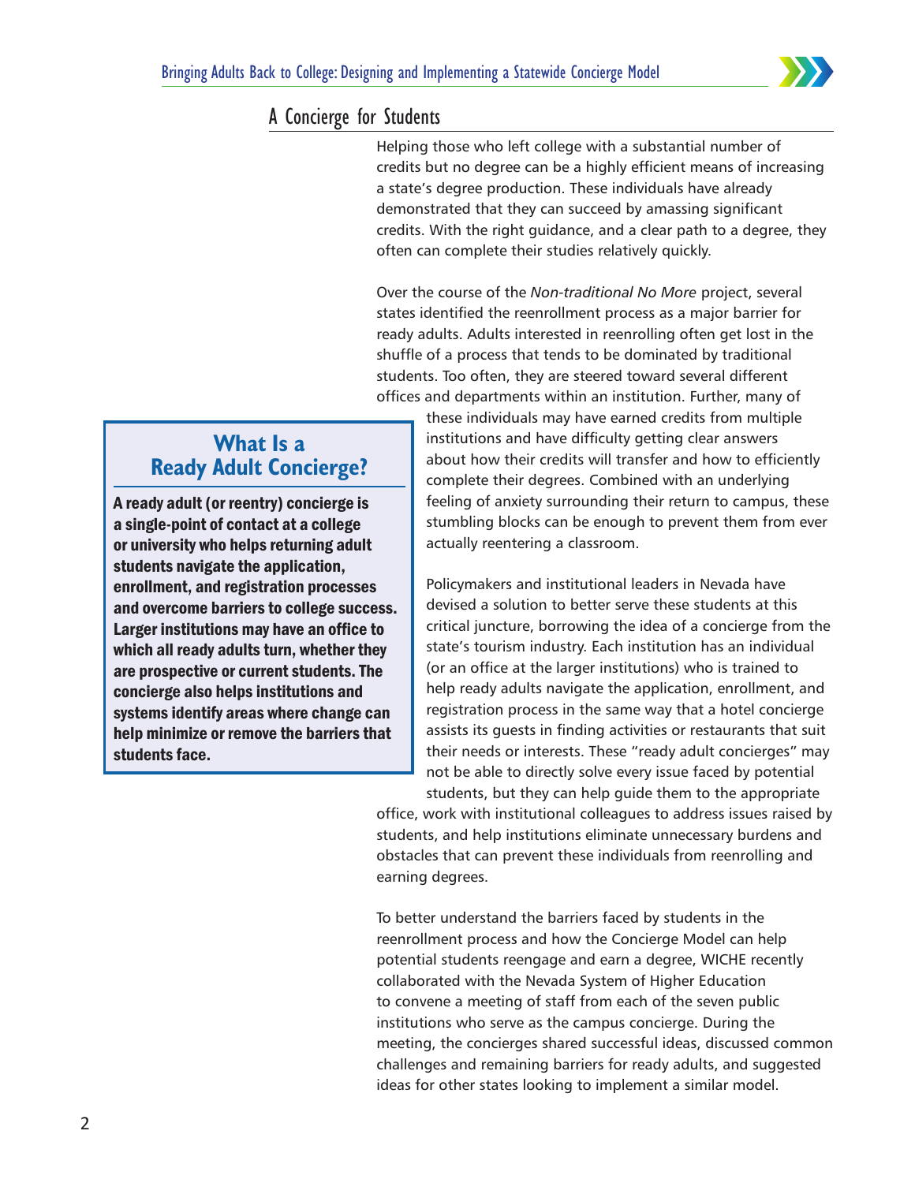## A Concierge for Students

Helping those who left college with a substantial number of credits but no degree can be a highly efficient means of increasing a state's degree production. These individuals have already demonstrated that they can succeed by amassing significant credits. With the right guidance, and a clear path to a degree, they often can complete their studies relatively quickly.

Over the course of the *Non-traditional No More* project, several states identified the reenrollment process as a major barrier for ready adults. Adults interested in reenrolling often get lost in the shuffle of a process that tends to be dominated by traditional students. Too often, they are steered toward several different offices and departments within an institution. Further, many of these individuals may have earned credits from multiple institutions and have difficulty getting clear answers about how their credits will transfer and how to efficiently complete their degrees. Combined with an underlying feeling of anxiety surrounding their return to campus, these stumbling blocks can be enough to prevent them from ever actually reentering a classroom.

> ### What Is a Ready Adult Concierge?
>
> **A ready adult (or reentry) concierge is a single-point of contact at a college or university who helps returning adult students navigate the application, enrollment, and registration processes and overcome barriers to college success. Larger institutions may have an office to which all ready adults turn, whether they are prospective or current students. The concierge also helps institutions and systems identify areas where change can help minimize or remove the barriers that students face.**

Policymakers and institutional leaders in Nevada have devised a solution to better serve these students at this critical juncture, borrowing the idea of a concierge from the state's tourism industry. Each institution has an individual (or an office at the larger institutions) who is trained to help ready adults navigate the application, enrollment, and registration process in the same way that a hotel concierge assists its guests in finding activities or restaurants that suit their needs or interests. These "ready adult concierges" may not be able to directly solve every issue faced by potential students, but they can help guide them to the appropriate office, work with institutional colleagues to address issues raised by students, and help institutions eliminate unnecessary burdens and obstacles that can prevent these individuals from reenrolling and earning degrees.

To better understand the barriers faced by students in the reenrollment process and how the Concierge Model can help potential students reengage and earn a degree, WICHE recently collaborated with the Nevada System of Higher Education to convene a meeting of staff from each of the seven public institutions who serve as the campus concierge. During the meeting, the concierges shared successful ideas, discussed common challenges and remaining barriers for ready adults, and suggested ideas for other states looking to implement a similar model.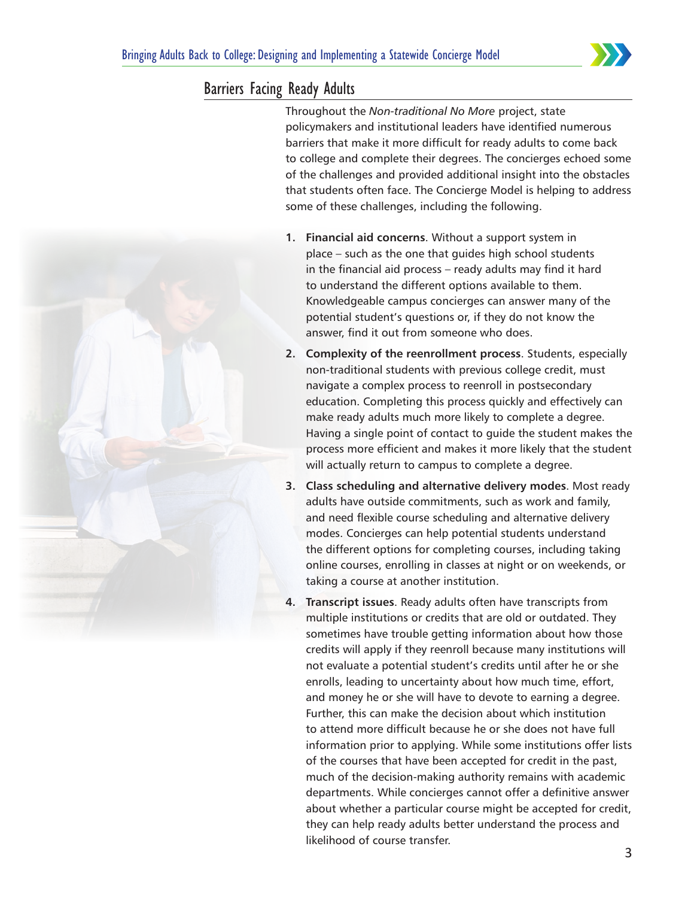## Barriers Facing Ready Adults

Throughout the *Non-traditional No More* project, state policymakers and institutional leaders have identified numerous barriers that make it more difficult for ready adults to come back to college and complete their degrees. The concierges echoed some of the challenges and provided additional insight into the obstacles that students often face. The Concierge Model is helping to address some of these challenges, including the following.

1. **Financial aid concerns**. Without a support system in place – such as the one that guides high school students in the financial aid process – ready adults may find it hard to understand the different options available to them. Knowledgeable campus concierges can answer many of the potential student's questions or, if they do not know the answer, find it out from someone who does.
2. **Complexity of the reenrollment process**. Students, especially non-traditional students with previous college credit, must navigate a complex process to reenroll in postsecondary education. Completing this process quickly and effectively can make ready adults much more likely to complete a degree. Having a single point of contact to guide the student makes the process more efficient and makes it more likely that the student will actually return to campus to complete a degree.
3. **Class scheduling and alternative delivery modes**. Most ready adults have outside commitments, such as work and family, and need flexible course scheduling and alternative delivery modes. Concierges can help potential students understand the different options for completing courses, including taking online courses, enrolling in classes at night or on weekends, or taking a course at another institution.
4. **Transcript issues**. Ready adults often have transcripts from multiple institutions or credits that are old or outdated. They sometimes have trouble getting information about how those credits will apply if they reenroll because many institutions will not evaluate a potential student's credits until after he or she enrolls, leading to uncertainty about how much time, effort, and money he or she will have to devote to earning a degree. Further, this can make the decision about which institution to attend more difficult because he or she does not have full information prior to applying. While some institutions offer lists of the courses that have been accepted for credit in the past, much of the decision-making authority remains with academic departments. While concierges cannot offer a definitive answer about whether a particular course might be accepted for credit, they can help ready adults better understand the process and likelihood of course transfer.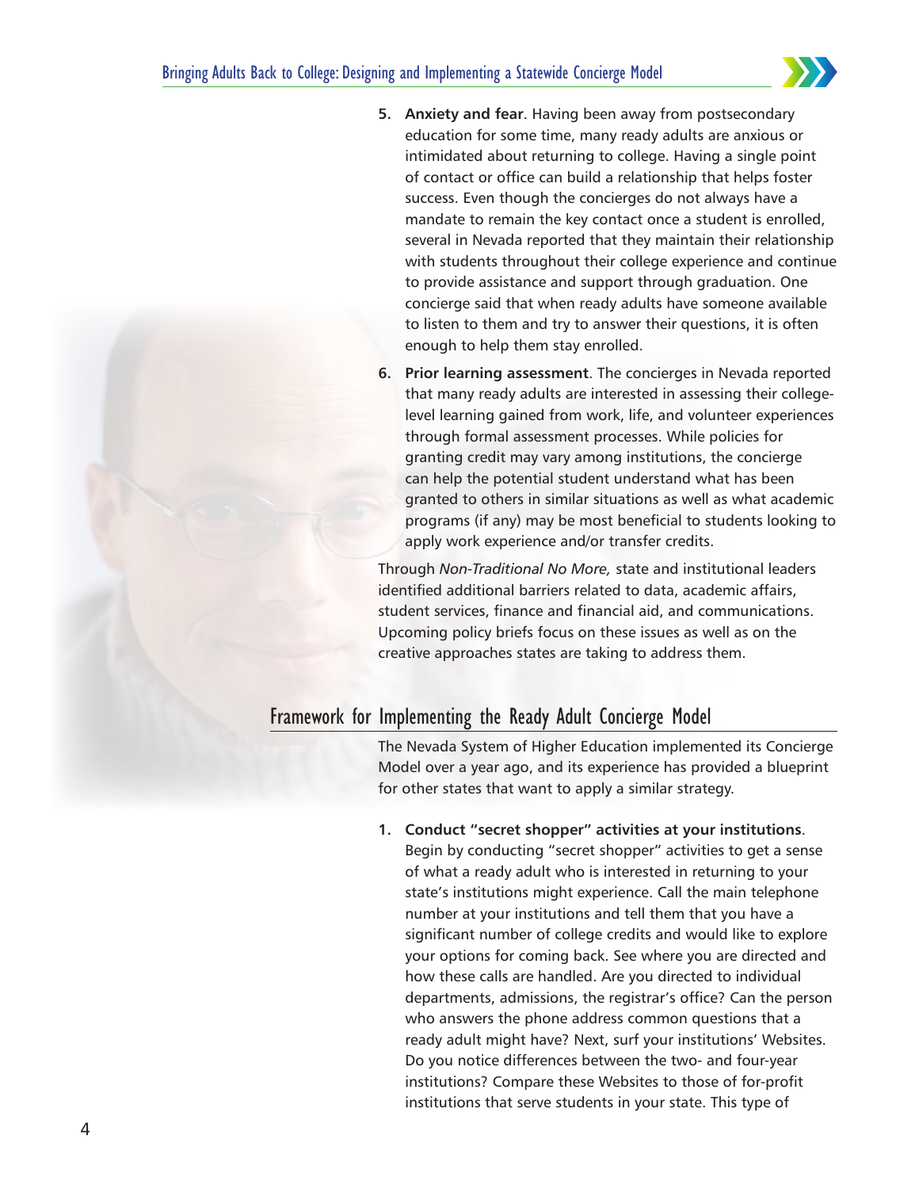5. **Anxiety and fear**. Having been away from postsecondary education for some time, many ready adults are anxious or intimidated about returning to college. Having a single point of contact or office can build a relationship that helps foster success. Even though the concierges do not always have a mandate to remain the key contact once a student is enrolled, several in Nevada reported that they maintain their relationship with students throughout their college experience and continue to provide assistance and support through graduation. One concierge said that when ready adults have someone available to listen to them and try to answer their questions, it is often enough to help them stay enrolled.

6. **Prior learning assessment**. The concierges in Nevada reported that many ready adults are interested in assessing their college-level learning gained from work, life, and volunteer experiences through formal assessment processes. While policies for granting credit may vary among institutions, the concierge can help the potential student understand what has been granted to others in similar situations as well as what academic programs (if any) may be most beneficial to students looking to apply work experience and/or transfer credits.

Through *Non-Traditional No More,* state and institutional leaders identified additional barriers related to data, academic affairs, student services, finance and financial aid, and communications. Upcoming policy briefs focus on these issues as well as on the creative approaches states are taking to address them.

## Framework for Implementing the Ready Adult Concierge Model

The Nevada System of Higher Education implemented its Concierge Model over a year ago, and its experience has provided a blueprint for other states that want to apply a similar strategy.

1. **Conduct "secret shopper" activities at your institutions**. Begin by conducting "secret shopper" activities to get a sense of what a ready adult who is interested in returning to your state's institutions might experience. Call the main telephone number at your institutions and tell them that you have a significant number of college credits and would like to explore your options for coming back. See where you are directed and how these calls are handled. Are you directed to individual departments, admissions, the registrar's office? Can the person who answers the phone address common questions that a ready adult might have? Next, surf your institutions' Websites. Do you notice differences between the two- and four-year institutions? Compare these Websites to those of for-profit institutions that serve students in your state. This type of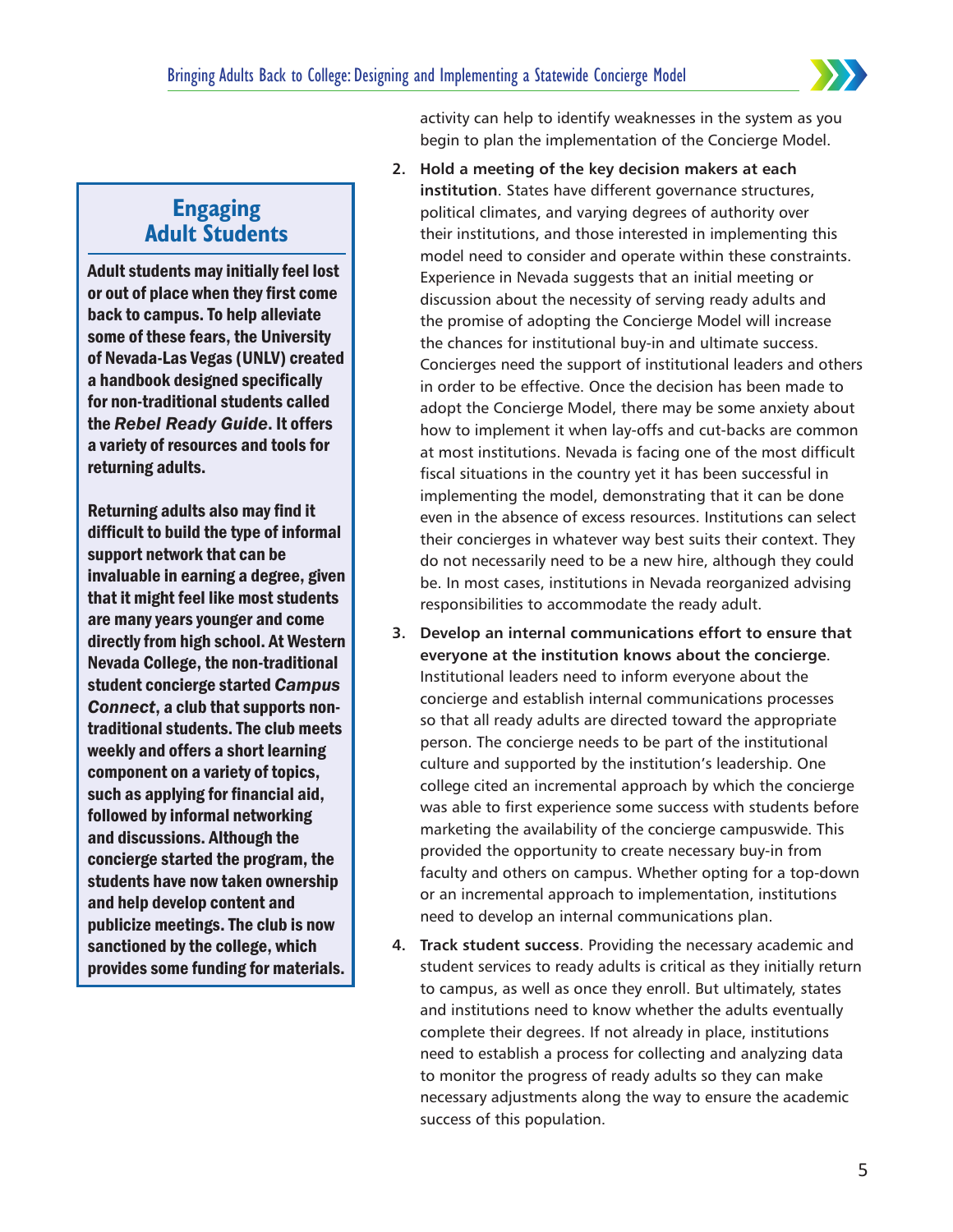## Engaging Adult Students

**Adult students may initially feel lost or out of place when they first come back to campus. To help alleviate some of these fears, the University of Nevada-Las Vegas (UNLV) created a handbook designed specifically for non-traditional students called the *Rebel Ready Guide*. It offers a variety of resources and tools for returning adults.**

**Returning adults also may find it difficult to build the type of informal support network that can be invaluable in earning a degree, given that it might feel like most students are many years younger and come directly from high school. At Western Nevada College, the non-traditional student concierge started *Campus Connect*, a club that supports non-traditional students. The club meets weekly and offers a short learning component on a variety of topics, such as applying for financial aid, followed by informal networking and discussions. Although the concierge started the program, the students have now taken ownership and help develop content and publicize meetings. The club is now sanctioned by the college, which provides some funding for materials.**

activity can help to identify weaknesses in the system as you begin to plan the implementation of the Concierge Model.

2. **Hold a meeting of the key decision makers at each institution**. States have different governance structures, political climates, and varying degrees of authority over their institutions, and those interested in implementing this model need to consider and operate within these constraints. Experience in Nevada suggests that an initial meeting or discussion about the necessity of serving ready adults and the promise of adopting the Concierge Model will increase the chances for institutional buy-in and ultimate success. Concierges need the support of institutional leaders and others in order to be effective. Once the decision has been made to adopt the Concierge Model, there may be some anxiety about how to implement it when lay-offs and cut-backs are common at most institutions. Nevada is facing one of the most difficult fiscal situations in the country yet it has been successful in implementing the model, demonstrating that it can be done even in the absence of excess resources. Institutions can select their concierges in whatever way best suits their context. They do not necessarily need to be a new hire, although they could be. In most cases, institutions in Nevada reorganized advising responsibilities to accommodate the ready adult.

3. **Develop an internal communications effort to ensure that everyone at the institution knows about the concierge**. Institutional leaders need to inform everyone about the concierge and establish internal communications processes so that all ready adults are directed toward the appropriate person. The concierge needs to be part of the institutional culture and supported by the institution's leadership. One college cited an incremental approach by which the concierge was able to first experience some success with students before marketing the availability of the concierge campuswide. This provided the opportunity to create necessary buy-in from faculty and others on campus. Whether opting for a top-down or an incremental approach to implementation, institutions need to develop an internal communications plan.

4. **Track student success**. Providing the necessary academic and student services to ready adults is critical as they initially return to campus, as well as once they enroll. But ultimately, states and institutions need to know whether the adults eventually complete their degrees. If not already in place, institutions need to establish a process for collecting and analyzing data to monitor the progress of ready adults so they can make necessary adjustments along the way to ensure the academic success of this population.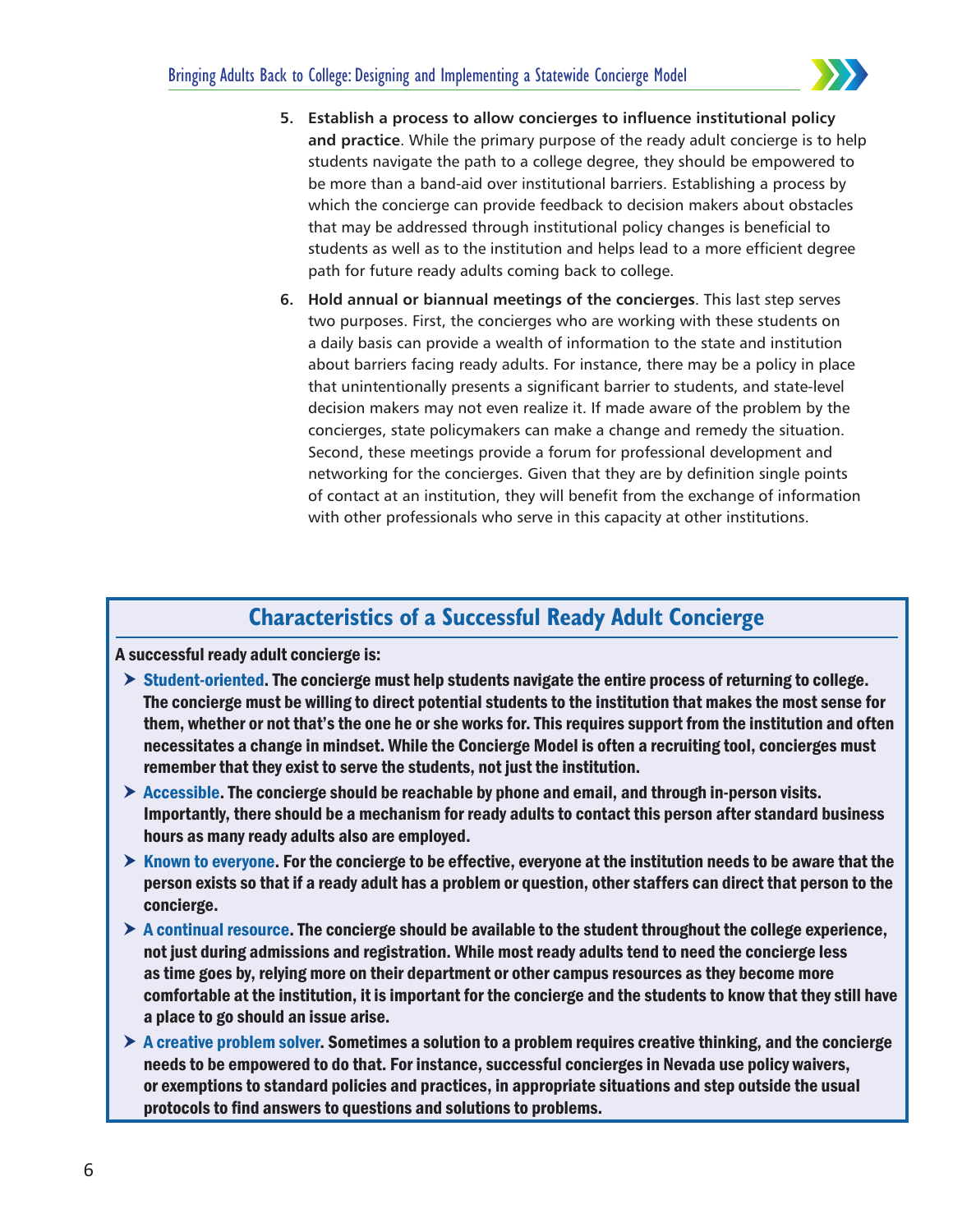5. **Establish a process to allow concierges to influence institutional policy and practice**. While the primary purpose of the ready adult concierge is to help students navigate the path to a college degree, they should be empowered to be more than a band-aid over institutional barriers. Establishing a process by which the concierge can provide feedback to decision makers about obstacles that may be addressed through institutional policy changes is beneficial to students as well as to the institution and helps lead to a more efficient degree path for future ready adults coming back to college.

6. **Hold annual or biannual meetings of the concierges**. This last step serves two purposes. First, the concierges who are working with these students on a daily basis can provide a wealth of information to the state and institution about barriers facing ready adults. For instance, there may be a policy in place that unintentionally presents a significant barrier to students, and state-level decision makers may not even realize it. If made aware of the problem by the concierges, state policymakers can make a change and remedy the situation. Second, these meetings provide a forum for professional development and networking for the concierges. Given that they are by definition single points of contact at an institution, they will benefit from the exchange of information with other professionals who serve in this capacity at other institutions.

## Characteristics of a Successful Ready Adult Concierge

**A successful ready adult concierge is:**

- **Student-oriented. The concierge must help students navigate the entire process of returning to college. The concierge must be willing to direct potential students to the institution that makes the most sense for them, whether or not that's the one he or she works for. This requires support from the institution and often necessitates a change in mindset. While the Concierge Model is often a recruiting tool, concierges must remember that they exist to serve the students, not just the institution.**
- **Accessible. The concierge should be reachable by phone and email, and through in-person visits. Importantly, there should be a mechanism for ready adults to contact this person after standard business hours as many ready adults also are employed.**
- **Known to everyone. For the concierge to be effective, everyone at the institution needs to be aware that the person exists so that if a ready adult has a problem or question, other staffers can direct that person to the concierge.**
- **A continual resource. The concierge should be available to the student throughout the college experience, not just during admissions and registration. While most ready adults tend to need the concierge less as time goes by, relying more on their department or other campus resources as they become more comfortable at the institution, it is important for the concierge and the students to know that they still have a place to go should an issue arise.**
- **A creative problem solver. Sometimes a solution to a problem requires creative thinking, and the concierge needs to be empowered to do that. For instance, successful concierges in Nevada use policy waivers, or exemptions to standard policies and practices, in appropriate situations and step outside the usual protocols to find answers to questions and solutions to problems.**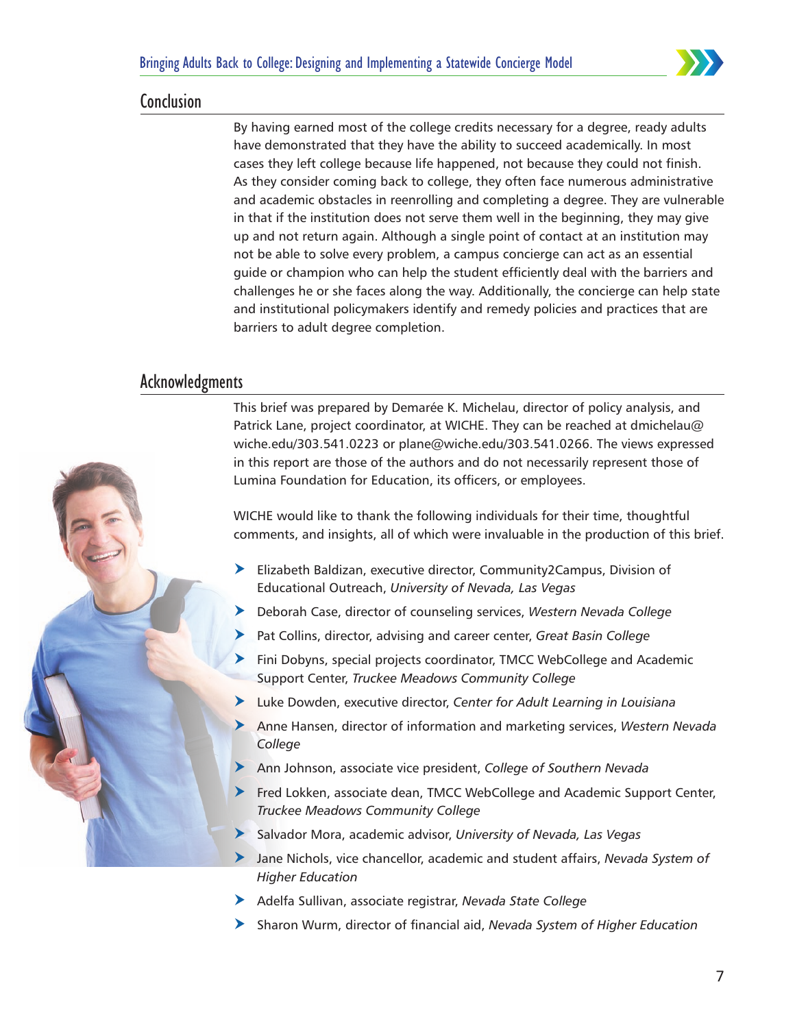## Conclusion

By having earned most of the college credits necessary for a degree, ready adults have demonstrated that they have the ability to succeed academically. In most cases they left college because life happened, not because they could not finish. As they consider coming back to college, they often face numerous administrative and academic obstacles in reenrolling and completing a degree. They are vulnerable in that if the institution does not serve them well in the beginning, they may give up and not return again. Although a single point of contact at an institution may not be able to solve every problem, a campus concierge can act as an essential guide or champion who can help the student efficiently deal with the barriers and challenges he or she faces along the way. Additionally, the concierge can help state and institutional policymakers identify and remedy policies and practices that are barriers to adult degree completion.

## Acknowledgments

This brief was prepared by Demarée K. Michelau, director of policy analysis, and Patrick Lane, project coordinator, at WICHE. They can be reached at dmichelau@wiche.edu/303.541.0223 or plane@wiche.edu/303.541.0266. The views expressed in this report are those of the authors and do not necessarily represent those of Lumina Foundation for Education, its officers, or employees.

WICHE would like to thank the following individuals for their time, thoughtful comments, and insights, all of which were invaluable in the production of this brief.

- Elizabeth Baldizan, executive director, Community2Campus, Division of Educational Outreach, *University of Nevada, Las Vegas*
- Deborah Case, director of counseling services, *Western Nevada College*
- Pat Collins, director, advising and career center, *Great Basin College*
- Fini Dobyns, special projects coordinator, TMCC WebCollege and Academic Support Center, *Truckee Meadows Community College*
- Luke Dowden, executive director, *Center for Adult Learning in Louisiana*
- Anne Hansen, director of information and marketing services, *Western Nevada College*
- Ann Johnson, associate vice president, *College of Southern Nevada*
- Fred Lokken, associate dean, TMCC WebCollege and Academic Support Center, *Truckee Meadows Community College*
- Salvador Mora, academic advisor, *University of Nevada, Las Vegas*
- Jane Nichols, vice chancellor, academic and student affairs, *Nevada System of Higher Education*
- Adelfa Sullivan, associate registrar, *Nevada State College*
- Sharon Wurm, director of financial aid, *Nevada System of Higher Education*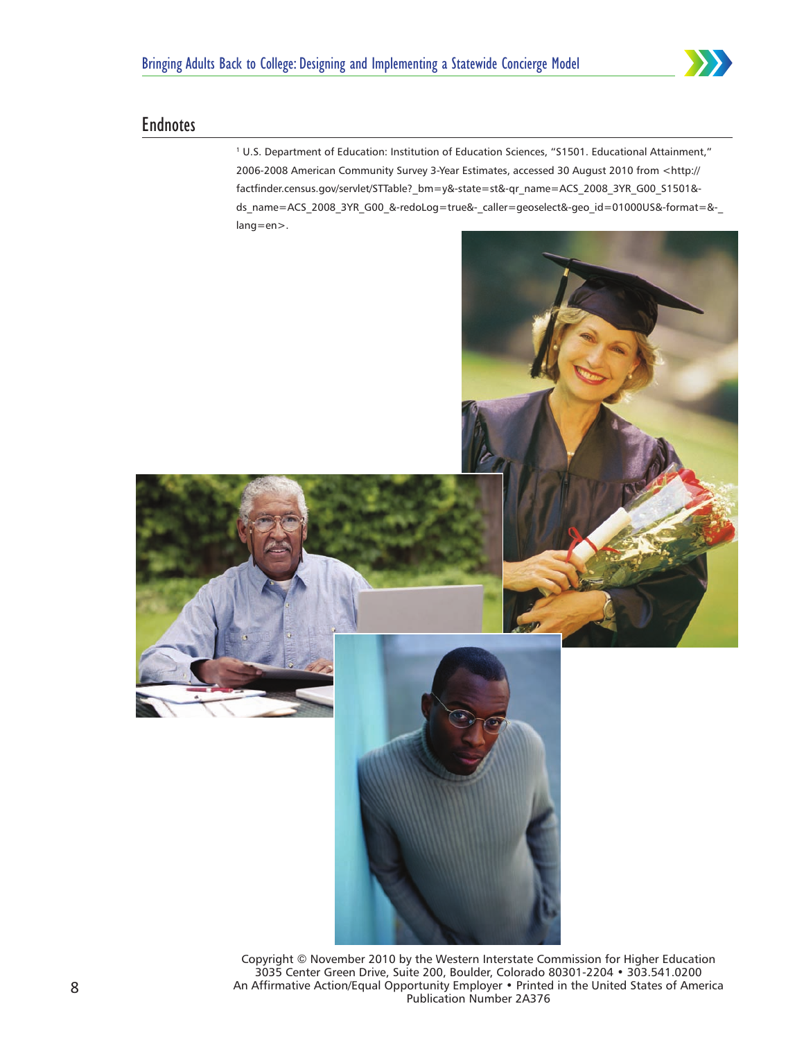## Endnotes

[1] U.S. Department of Education: Institution of Education Sciences, "S1501. Educational Attainment," 2006-2008 American Community Survey 3-Year Estimates, accessed 30 August 2010 from <http://factfinder.census.gov/servlet/STTable?_bm=y&-state=st&-qr_name=ACS_2008_3YR_G00_S1501&-ds_name=ACS_2008_3YR_G00_&-redoLog=true&-_caller=geoselect&-geo_id=01000US&-format=&-_lang=en>.

Copyright © November 2010 by the Western Interstate Commission for Higher Education
3035 Center Green Drive, Suite 200, Boulder, Colorado 80301-2204 • 303.541.0200
An Affirmative Action/Equal Opportunity Employer • Printed in the United States of America
Publication Number 2A376